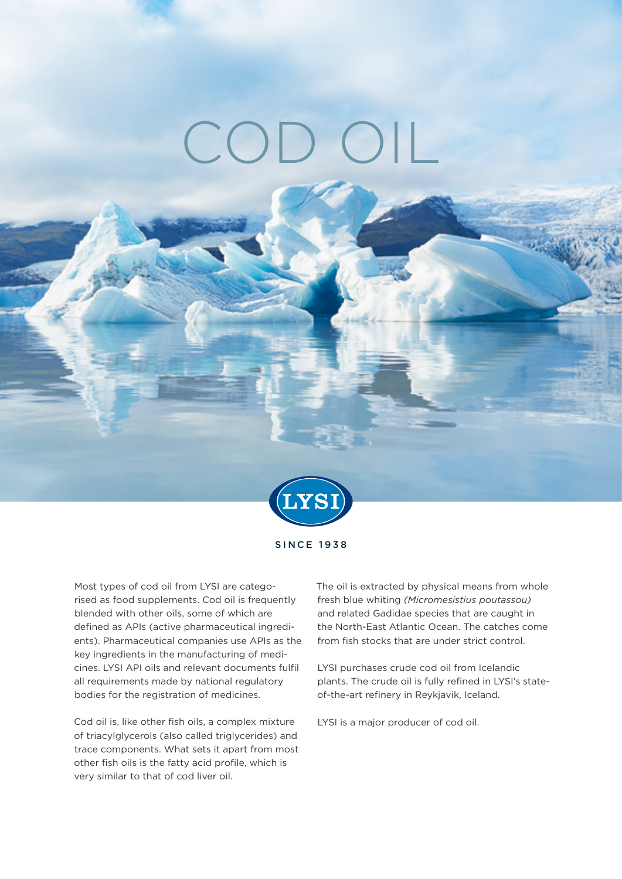# COD OIL

LYSI

SINCE 1938

Most types of cod oil from LYSI are categorised as food supplements. Cod oil is frequently blended with other oils, some of which are defined as APIs (active pharmaceutical ingredients). Pharmaceutical companies use APIs as the key ingredients in the manufacturing of medicines. LYSI API oils and relevant documents fulfil all requirements made by national regulatory bodies for the registration of medicines.

Cod oil is, like other fish oils, a complex mixture of triacylglycerols (also called triglycerides) and trace components. What sets it apart from most other fish oils is the fatty acid profile, which is very similar to that of cod liver oil.

The oil is extracted by physical means from whole fresh blue whiting *(Micromesistius poutassou)* and related Gadidae species that are caught in the North-East Atlantic Ocean. The catches come from fish stocks that are under strict control.

LYSI purchases crude cod oil from Icelandic plants. The crude oil is fully refined in LYSI's state-of-the-art refinery in Reykjavik, Iceland.

LYSI is a major producer of cod oil.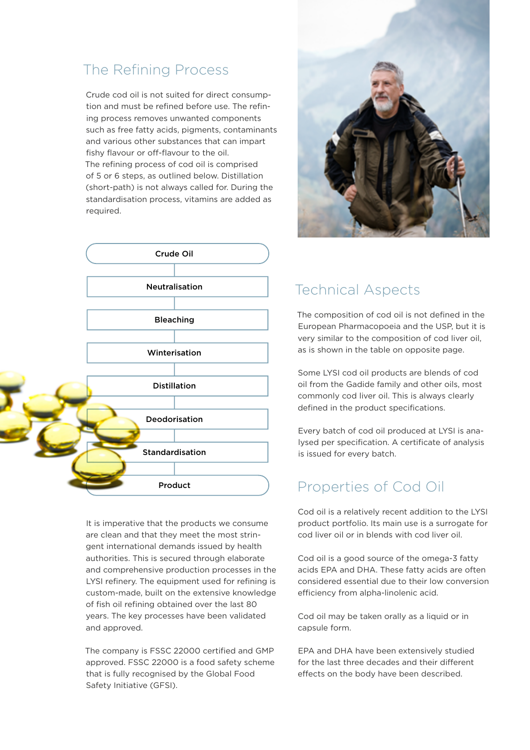## The Refining Process

Crude cod oil is not suited for direct consumption and must be refined before use. The refining process removes unwanted components such as free fatty acids, pigments, contaminants and various other substances that can impart fishy flavour or off-flavour to the oil.
The refining process of cod oil is comprised of 5 or 6 steps, as outlined below. Distillation (short-path) is not always called for. During the standardisation process, vitamins are added as required.

**Crude Oil**

**Neutralisation**

**Bleaching**

**Winterisation**

**Distillation**

**Deodorisation**

**Standardisation**

**Product**

It is imperative that the products we consume are clean and that they meet the most stringent international demands issued by health authorities. This is secured through elaborate and comprehensive production processes in the LYSI refinery. The equipment used for refining is custom-made, built on the extensive knowledge of fish oil refining obtained over the last 80 years. The key processes have been validated and approved.

The company is FSSC 22000 certified and GMP approved. FSSC 22000 is a food safety scheme that is fully recognised by the Global Food Safety Initiative (GFSI).

## Technical Aspects

The composition of cod oil is not defined in the European Pharmacopoeia and the USP, but it is very similar to the composition of cod liver oil, as is shown in the table on opposite page.

Some LYSI cod oil products are blends of cod oil from the Gadide family and other oils, most commonly cod liver oil. This is always clearly defined in the product specifications.

Every batch of cod oil produced at LYSI is analysed per specification. A certificate of analysis is issued for every batch.

## Properties of Cod Oil

Cod oil is a relatively recent addition to the LYSI product portfolio. Its main use is a surrogate for cod liver oil or in blends with cod liver oil.

Cod oil is a good source of the omega-3 fatty acids EPA and DHA. These fatty acids are often considered essential due to their low conversion efficiency from alpha-linolenic acid.

Cod oil may be taken orally as a liquid or in capsule form.

EPA and DHA have been extensively studied for the last three decades and their different effects on the body have been described.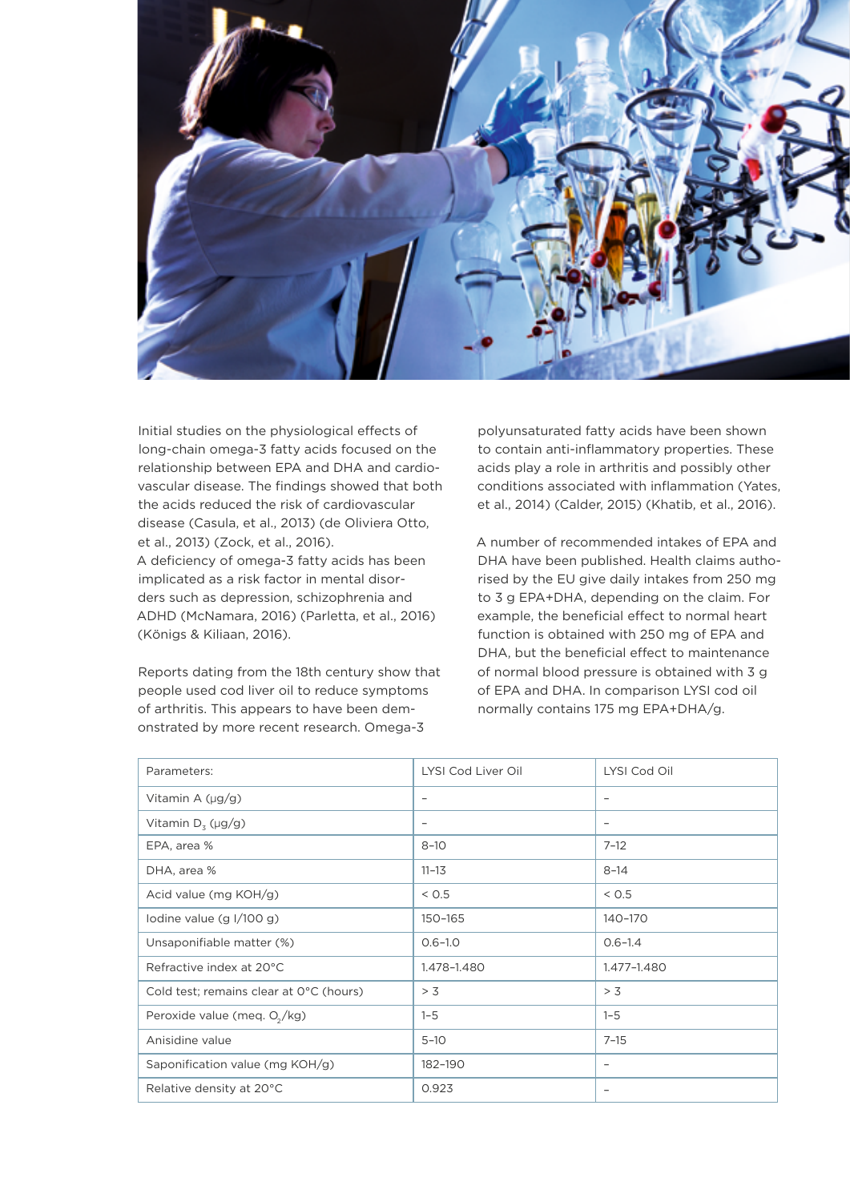Initial studies on the physiological effects of long-chain omega-3 fatty acids focused on the relationship between EPA and DHA and cardiovascular disease. The findings showed that both the acids reduced the risk of cardiovascular disease (Casula, et al., 2013) (de Oliviera Otto, et al., 2013) (Zock, et al., 2016).
A deficiency of omega-3 fatty acids has been implicated as a risk factor in mental disorders such as depression, schizophrenia and ADHD (McNamara, 2016) (Parletta, et al., 2016) (Königs & Kiliaan, 2016).

Reports dating from the 18th century show that people used cod liver oil to reduce symptoms of arthritis. This appears to have been demonstrated by more recent research. Omega-3 polyunsaturated fatty acids have been shown to contain anti-inflammatory properties. These acids play a role in arthritis and possibly other conditions associated with inflammation (Yates, et al., 2014) (Calder, 2015) (Khatib, et al., 2016).

A number of recommended intakes of EPA and DHA have been published. Health claims authorised by the EU give daily intakes from 250 mg to 3 g EPA+DHA, depending on the claim. For example, the beneficial effect to normal heart function is obtained with 250 mg of EPA and DHA, but the beneficial effect to maintenance of normal blood pressure is obtained with 3 g of EPA and DHA. In comparison LYSI cod oil normally contains 175 mg EPA+DHA/g.

| Parameters: | LYSI Cod Liver Oil | LYSI Cod Oil |
|---|---|---|
| Vitamin A (µg/g) | – | – |
| Vitamin $D_3$ (µg/g) | – | – |
| EPA, area % | 8–10 | 7–12 |
| DHA, area % | 11–13 | 8–14 |
| Acid value (mg KOH/g) | < 0.5 | < 0.5 |
| Iodine value (g I/100 g) | 150–165 | 140–170 |
| Unsaponifiable matter (%) | 0.6–1.0 | 0.6–1.4 |
| Refractive index at 20°C | 1.478–1.480 | 1.477–1.480 |
| Cold test; remains clear at 0°C (hours) | > 3 | > 3 |
| Peroxide value (meq. $O_2$/kg) | 1–5 | 1–5 |
| Anisidine value | 5–10 | 7–15 |
| Saponification value (mg KOH/g) | 182–190 | – |
| Relative density at 20°C | 0.923 | – |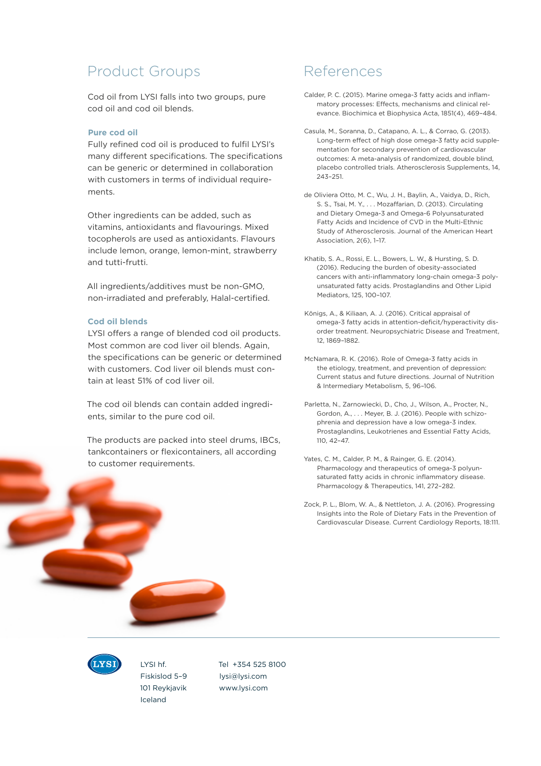## Product Groups

Cod oil from LYSI falls into two groups, pure cod oil and cod oil blends.

### Pure cod oil

Fully refined cod oil is produced to fulfil LYSI's many different specifications. The specifications can be generic or determined in collaboration with customers in terms of individual requirements.

Other ingredients can be added, such as vitamins, antioxidants and flavourings. Mixed tocopherols are used as antioxidants. Flavours include lemon, orange, lemon-mint, strawberry and tutti-frutti.

All ingredients/additives must be non-GMO, non-irradiated and preferably, Halal-certified.

### Cod oil blends

LYSI offers a range of blended cod oil products. Most common are cod liver oil blends. Again, the specifications can be generic or determined with customers. Cod liver oil blends must contain at least 51% of cod liver oil.

The cod oil blends can contain added ingredients, similar to the pure cod oil.

The products are packed into steel drums, IBCs, tankcontainers or flexicontainers, all according to customer requirements.

## References

Calder, P. C. (2015). Marine omega-3 fatty acids and inflammatory processes: Effects, mechanisms and clinical relevance. Biochimica et Biophysica Acta, 1851(4), 469–484.

Casula, M., Soranna, D., Catapano, A. L., & Corrao, G. (2013). Long-term effect of high dose omega-3 fatty acid supplementation for secondary prevention of cardiovascular outcomes: A meta-analysis of randomized, double blind, placebo controlled trials. Atherosclerosis Supplements, 14, 243–251.

de Oliviera Otto, M. C., Wu, J. H., Baylin, A., Vaidya, D., Rich, S. S., Tsai, M. Y., . . . Mozaffarian, D. (2013). Circulating and Dietary Omega-3 and Omega-6 Polyunsaturated Fatty Acids and Incidence of CVD in the Multi-Ethnic Study of Atherosclerosis. Journal of the American Heart Association, 2(6), 1–17.

Khatib, S. A., Rossi, E. L., Bowers, L. W., & Hursting, S. D. (2016). Reducing the burden of obesity-associated cancers with anti-inflammatory long-chain omega-3 polyunsaturated fatty acids. Prostaglandins and Other Lipid Mediators, 125, 100–107.

Königs, A., & Kiliaan, A. J. (2016). Critical appraisal of omega-3 fatty acids in attention-deficit/hyperactivity disorder treatment. Neuropsychiatric Disease and Treatment, 12, 1869–1882.

McNamara, R. K. (2016). Role of Omega-3 fatty acids in the etiology, treatment, and prevention of depression: Current status and future directions. Journal of Nutrition & Intermediary Metabolism, 5, 96–106.

Parletta, N., Zarnowiecki, D., Cho, J., Wilson, A., Procter, N., Gordon, A., . . . Meyer, B. J. (2016). People with schizophrenia and depression have a low omega-3 index. Prostaglandins, Leukotrienes and Essential Fatty Acids, 110, 42–47.

Yates, C. M., Calder, P. M., & Rainger, G. E. (2014). Pharmacology and therapeutics of omega-3 polyunsaturated fatty acids in chronic inflammatory disease. Pharmacology & Therapeutics, 141, 272–282.

Zock, P. L., Blom, W. A., & Nettleton, J. A. (2016). Progressing Insights into the Role of Dietary Fats in the Prevention of Cardiovascular Disease. Current Cardiology Reports, 18:111.

LYSI

LYSI hf.
Fiskislod 5–9
101 Reykjavik
Iceland

Tel +354 525 8100
lysi@lysi.com
www.lysi.com